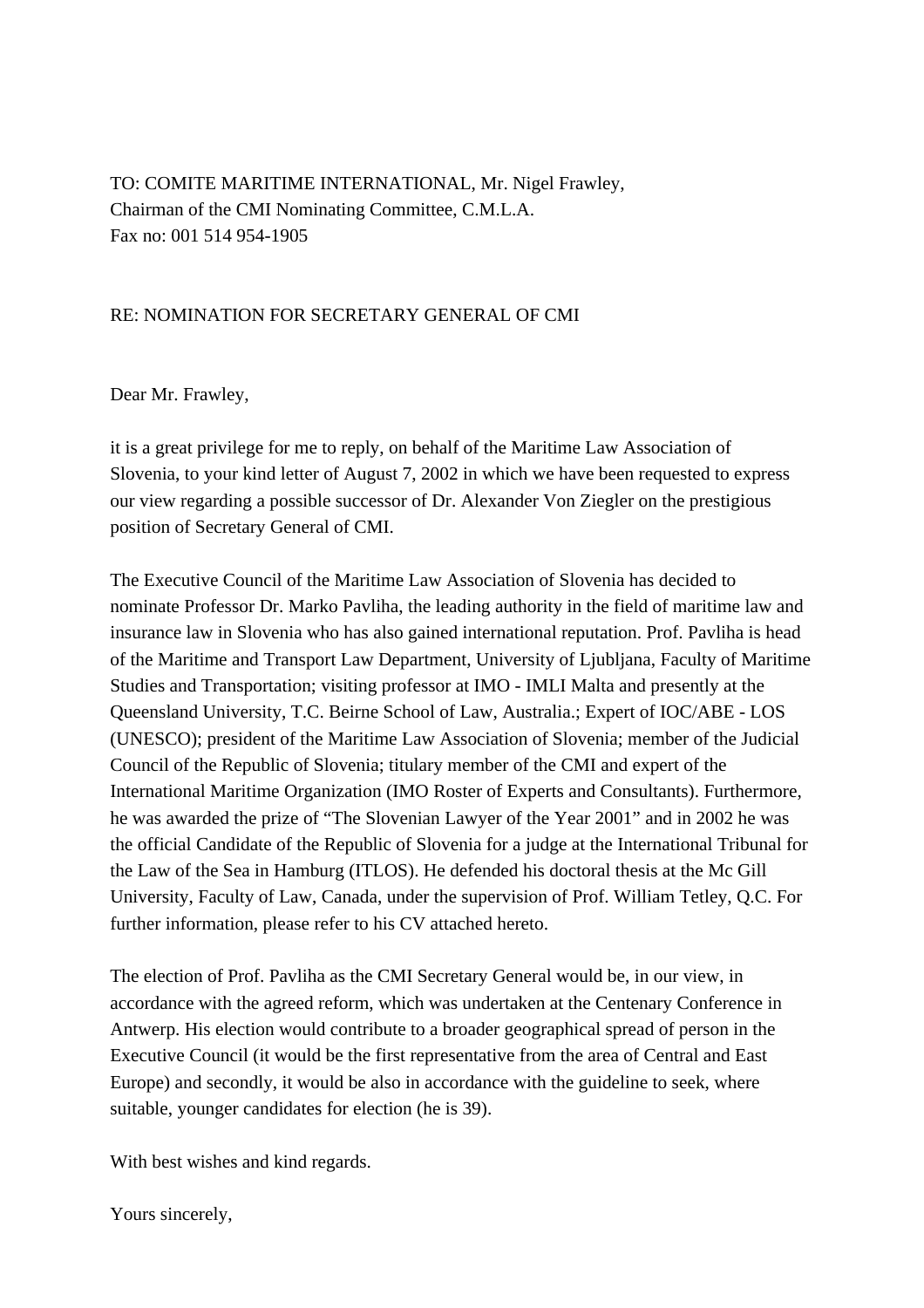TO: COMITE MARITIME INTERNATIONAL, Mr. Nigel Frawley,
Chairman of the CMI Nominating Committee, C.M.L.A.
Fax no: 001 514 954-1905

RE: NOMINATION FOR SECRETARY GENERAL OF CMI

Dear Mr. Frawley,

it is a great privilege for me to reply, on behalf of the Maritime Law Association of Slovenia, to your kind letter of August 7, 2002 in which we have been requested to express our view regarding a possible successor of Dr. Alexander Von Ziegler on the prestigious position of Secretary General of CMI.

The Executive Council of the Maritime Law Association of Slovenia has decided to nominate Professor Dr. Marko Pavliha, the leading authority in the field of maritime law and insurance law in Slovenia who has also gained international reputation. Prof. Pavliha is head of the Maritime and Transport Law Department, University of Ljubljana, Faculty of Maritime Studies and Transportation; visiting professor at IMO - IMLI Malta and presently at the Queensland University, T.C. Beirne School of Law, Australia.; Expert of IOC/ABE - LOS (UNESCO); president of the Maritime Law Association of Slovenia; member of the Judicial Council of the Republic of Slovenia; titulary member of the CMI and expert of the International Maritime Organization (IMO Roster of Experts and Consultants). Furthermore, he was awarded the prize of "The Slovenian Lawyer of the Year 2001" and in 2002 he was the official Candidate of the Republic of Slovenia for a judge at the International Tribunal for the Law of the Sea in Hamburg (ITLOS). He defended his doctoral thesis at the Mc Gill University, Faculty of Law, Canada, under the supervision of Prof. William Tetley, Q.C. For further information, please refer to his CV attached hereto.

The election of Prof. Pavliha as the CMI Secretary General would be, in our view, in accordance with the agreed reform, which was undertaken at the Centenary Conference in Antwerp. His election would contribute to a broader geographical spread of person in the Executive Council (it would be the first representative from the area of Central and East Europe) and secondly, it would be also in accordance with the guideline to seek, where suitable, younger candidates for election (he is 39).

With best wishes and kind regards.

Yours sincerely,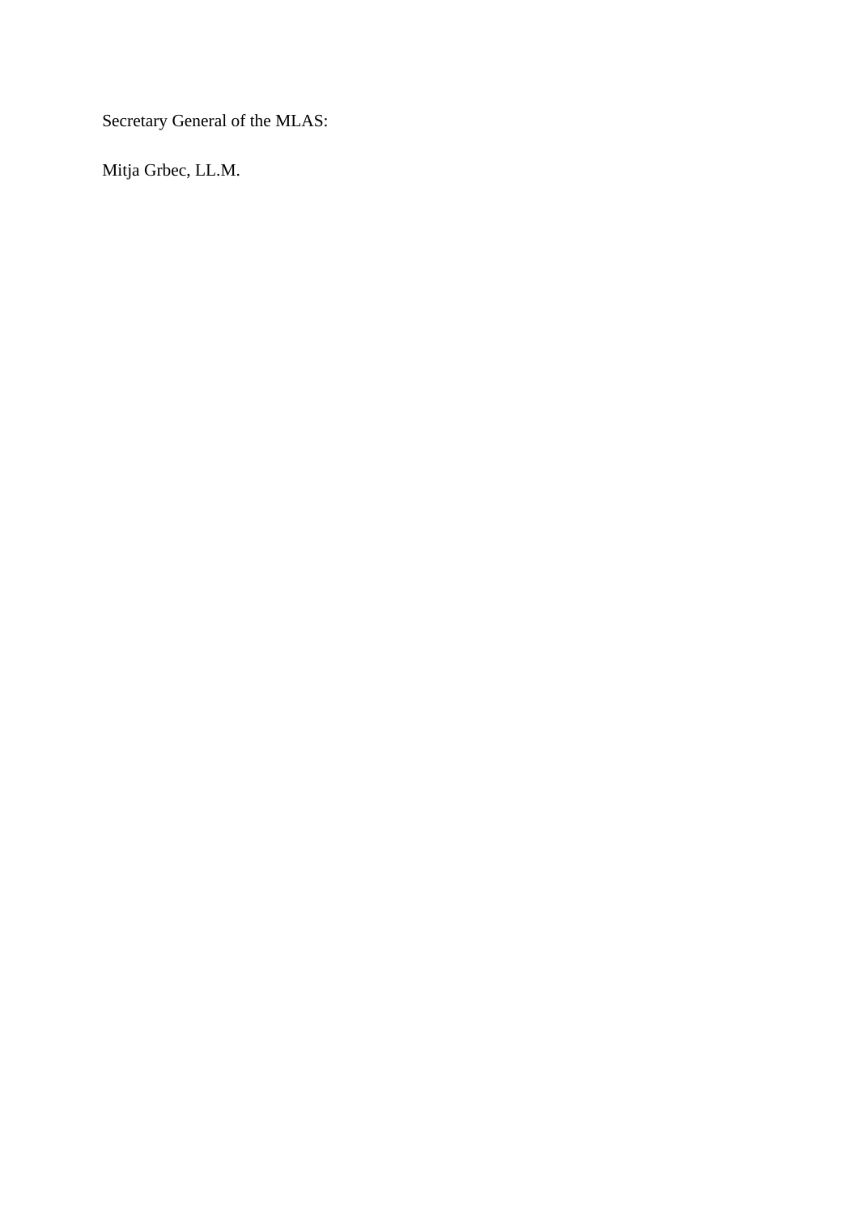Secretary General of the MLAS:

Mitja Grbec, LL.M.